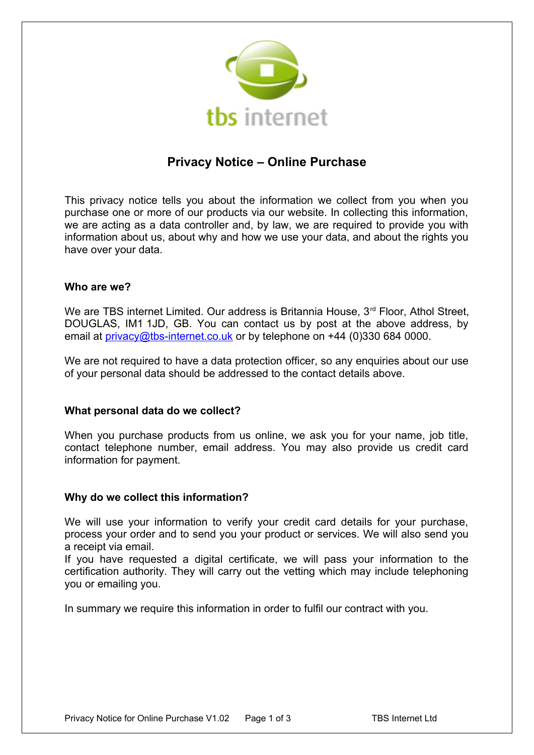tbs internet

# Privacy Notice – Online Purchase

This privacy notice tells you about the information we collect from you when you purchase one or more of our products via our website. In collecting this information, we are acting as a data controller and, by law, we are required to provide you with information about us, about why and how we use your data, and about the rights you have over your data.

## Who are we?

We are TBS internet Limited. Our address is Britannia House, 3rd Floor, Athol Street, DOUGLAS, IM1 1JD, GB. You can contact us by post at the above address, by email at privacy@tbs-internet.co.uk or by telephone on +44 (0)330 684 0000.

We are not required to have a data protection officer, so any enquiries about our use of your personal data should be addressed to the contact details above.

## What personal data do we collect?

When you purchase products from us online, we ask you for your name, job title, contact telephone number, email address. You may also provide us credit card information for payment.

## Why do we collect this information?

We will use your information to verify your credit card details for your purchase, process your order and to send you your product or services. We will also send you a receipt via email.

If you have requested a digital certificate, we will pass your information to the certification authority. They will carry out the vetting which may include telephoning you or emailing you.

In summary we require this information in order to fulfil our contract with you.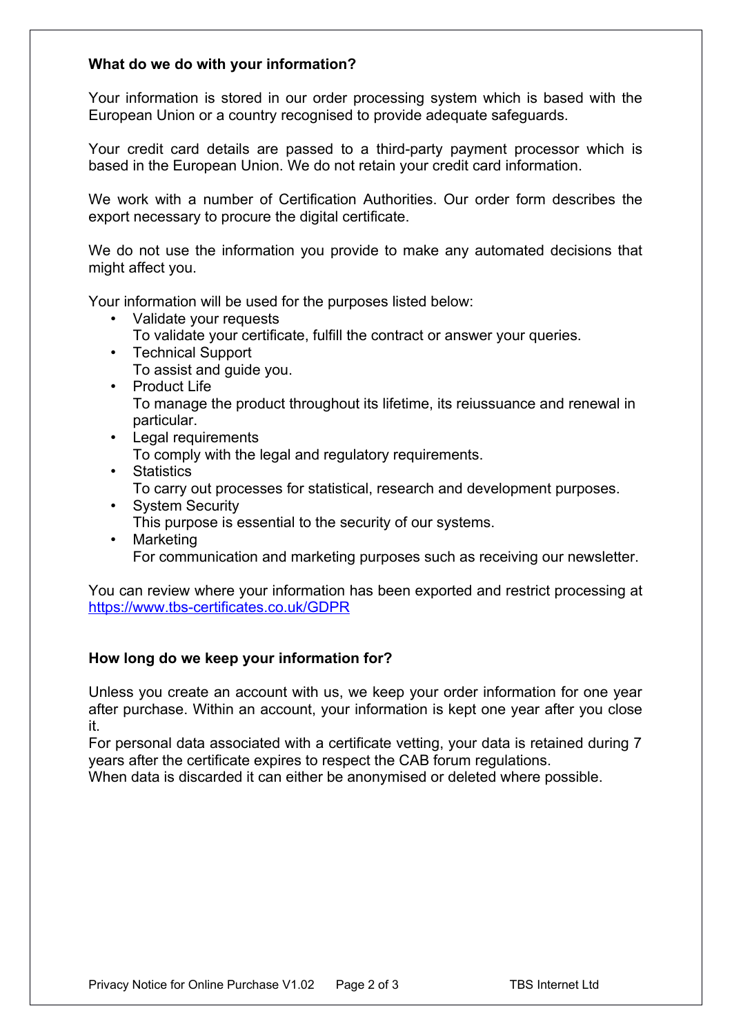## What do we do with your information?

Your information is stored in our order processing system which is based with the European Union or a country recognised to provide adequate safeguards.

Your credit card details are passed to a third-party payment processor which is based in the European Union. We do not retain your credit card information.

We work with a number of Certification Authorities. Our order form describes the export necessary to procure the digital certificate.

We do not use the information you provide to make any automated decisions that might affect you.

Your information will be used for the purposes listed below:

- Validate your requests
  To validate your certificate, fulfill the contract or answer your queries.
- Technical Support
  To assist and guide you.
- Product Life
  To manage the product throughout its lifetime, its reiussuance and renewal in particular.
- Legal requirements
  To comply with the legal and regulatory requirements.
- Statistics
  To carry out processes for statistical, research and development purposes.
- System Security
  This purpose is essential to the security of our systems.
- Marketing
  For communication and marketing purposes such as receiving our newsletter.

You can review where your information has been exported and restrict processing at [https://www.tbs-certificates.co.uk/GDPR](https://www.tbs-certificates.co.uk/GDPR)

## How long do we keep your information for?

Unless you create an account with us, we keep your order information for one year after purchase. Within an account, your information is kept one year after you close it.
For personal data associated with a certificate vetting, your data is retained during 7 years after the certificate expires to respect the CAB forum regulations.
When data is discarded it can either be anonymised or deleted where possible.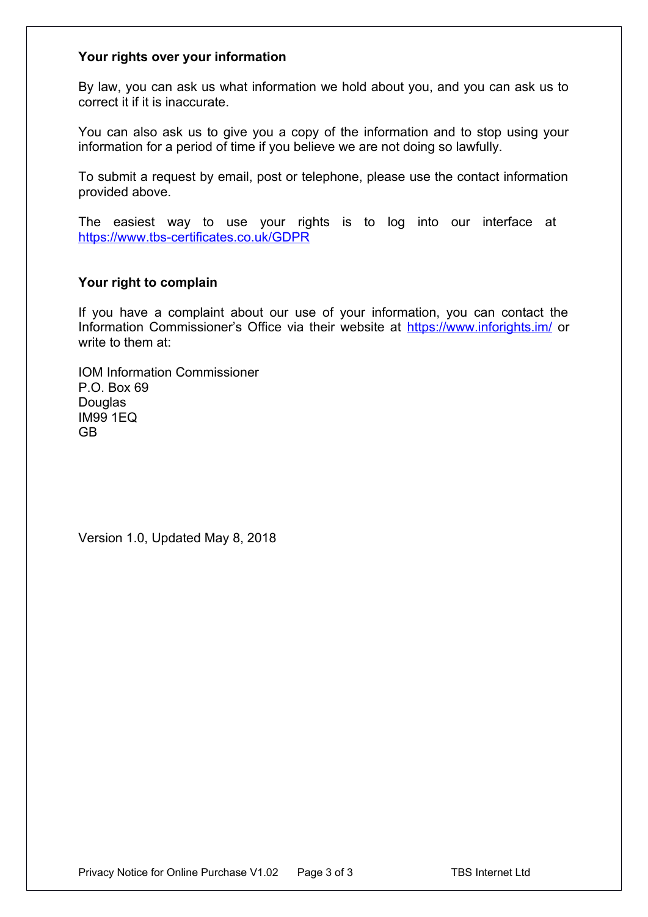**Your rights over your information**

By law, you can ask us what information we hold about you, and you can ask us to correct it if it is inaccurate.

You can also ask us to give you a copy of the information and to stop using your information for a period of time if you believe we are not doing so lawfully.

To submit a request by email, post or telephone, please use the contact information provided above.

The easiest way to use your rights is to log into our interface at https://www.tbs-certificates.co.uk/GDPR

**Your right to complain**

If you have a complaint about our use of your information, you can contact the Information Commissioner's Office via their website at https://www.inforights.im/ or write to them at:

IOM Information Commissioner
P.O. Box 69
Douglas
IM99 1EQ
GB

Version 1.0, Updated May 8, 2018